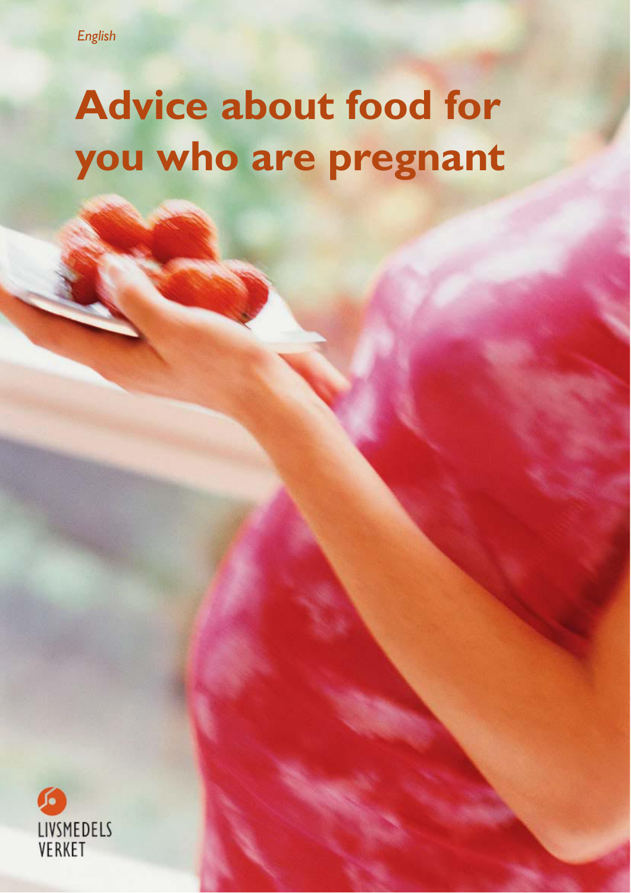*English*

# Advice about food for you who are pregnant

LIVSMEDELS VERKET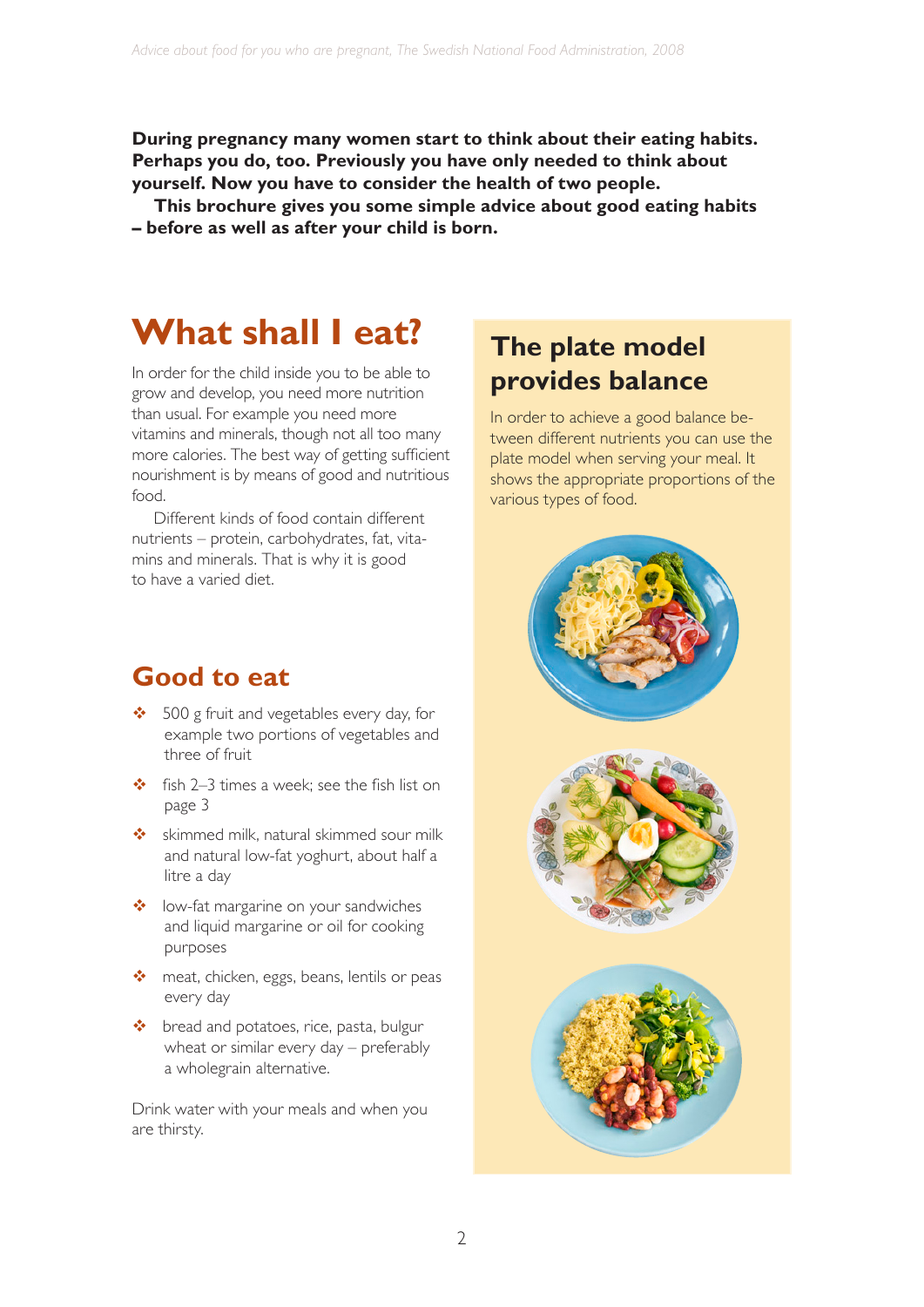**During pregnancy many women start to think about their eating habits. Perhaps you do, too. Previously you have only needed to think about yourself. Now you have to consider the health of two people.**

**This brochure gives you some simple advice about good eating habits – before as well as after your child is born.**

# What shall I eat?

In order for the child inside you to be able to grow and develop, you need more nutrition than usual. For example you need more vitamins and minerals, though not all too many more calories. The best way of getting sufficient nourishment is by means of good and nutritious food.

Different kinds of food contain different nutrients – protein, carbohydrates, fat, vitamins and minerals. That is why it is good to have a varied diet.

## Good to eat

- 500 g fruit and vegetables every day, for example two portions of vegetables and three of fruit
- fish 2–3 times a week; see the fish list on page 3
- skimmed milk, natural skimmed sour milk and natural low-fat yoghurt, about half a litre a day
- low-fat margarine on your sandwiches and liquid margarine or oil for cooking purposes
- meat, chicken, eggs, beans, lentils or peas every day
- bread and potatoes, rice, pasta, bulgur wheat or similar every day – preferably a wholegrain alternative.

Drink water with your meals and when you are thirsty.

## The plate model provides balance

In order to achieve a good balance between different nutrients you can use the plate model when serving your meal. It shows the appropriate proportions of the various types of food.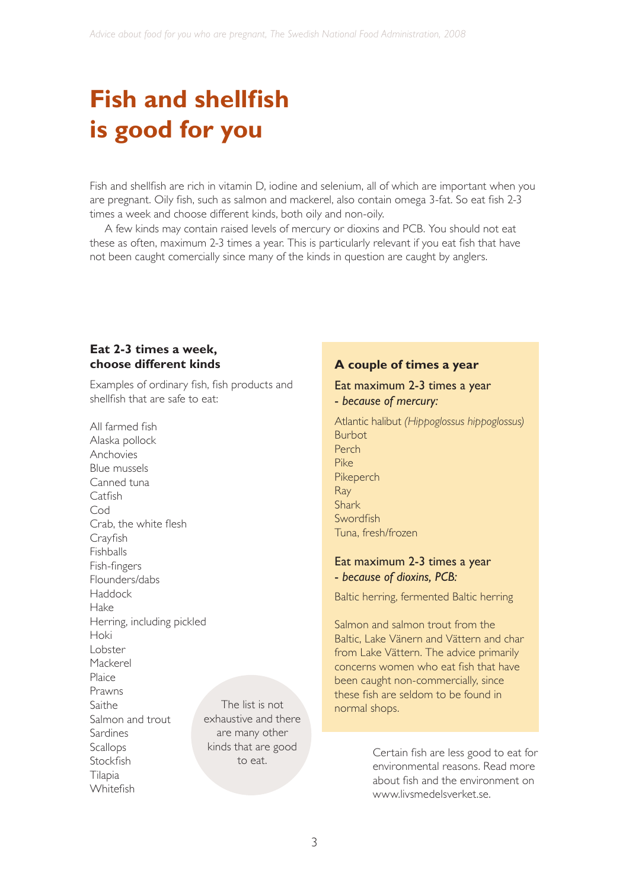# Fish and shellfish is good for you

Fish and shellfish are rich in vitamin D, iodine and selenium, all of which are important when you are pregnant. Oily fish, such as salmon and mackerel, also contain omega 3-fat. So eat fish 2-3 times a week and choose different kinds, both oily and non-oily.

A few kinds may contain raised levels of mercury or dioxins and PCB. You should not eat these as often, maximum 2-3 times a year. This is particularly relevant if you eat fish that have not been caught comercially since many of the kinds in question are caught by anglers.

### Eat 2-3 times a week, choose different kinds

Examples of ordinary fish, fish products and shellfish that are safe to eat:

- All farmed fish
- Alaska pollock
- Anchovies
- Blue mussels
- Canned tuna
- Catfish
- Cod
- Crab, the white flesh
- Crayfish
- Fishballs
- Fish-fingers
- Flounders/dabs
- Haddock
- Hake
- Herring, including pickled
- Hoki
- Lobster
- Mackerel
- Plaice
- Prawns
- Saithe
- Salmon and trout
- Sardines
- Scallops
- Stockfish
- Tilapia
- Whitefish

The list is not exhaustive and there are many other kinds that are good to eat.

### A couple of times a year

Eat maximum 2-3 times a year
*- because of mercury:*

- Atlantic halibut *(Hippoglossus hippoglossus)*
- Burbot
- Perch
- Pike
- Pikeperch
- Ray
- Shark
- Swordfish
- Tuna, fresh/frozen

Eat maximum 2-3 times a year
*- because of dioxins, PCB:*

Baltic herring, fermented Baltic herring

Salmon and salmon trout from the Baltic, Lake Vänern and Vättern and char from Lake Vättern. The advice primarily concerns women who eat fish that have been caught non-commercially, since these fish are seldom to be found in normal shops.

Certain fish are less good to eat for environmental reasons. Read more about fish and the environment on www.livsmedelsverket.se.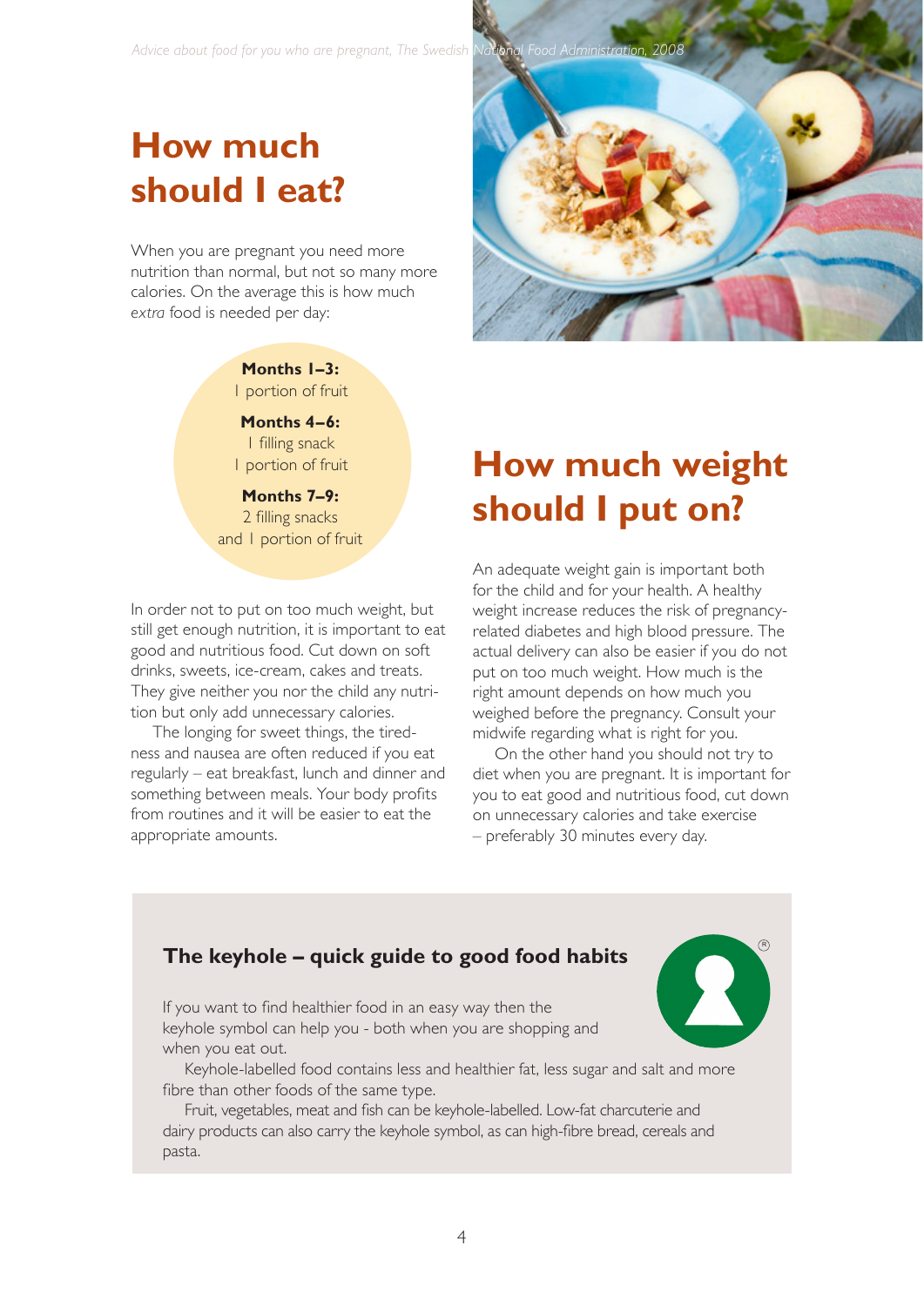# How much should I eat?

When you are pregnant you need more nutrition than normal, but not so many more calories. On the average this is how much *extra* food is needed per day:

**Months 1–3:**
1 portion of fruit

**Months 4–6:**
1 filling snack
1 portion of fruit

**Months 7–9:**
2 filling snacks
and 1 portion of fruit

In order not to put on too much weight, but still get enough nutrition, it is important to eat good and nutritious food. Cut down on soft drinks, sweets, ice-cream, cakes and treats. They give neither you nor the child any nutrition but only add unnecessary calories.

The longing for sweet things, the tiredness and nausea are often reduced if you eat regularly – eat breakfast, lunch and dinner and something between meals. Your body profits from routines and it will be easier to eat the appropriate amounts.

# How much weight should I put on?

An adequate weight gain is important both for the child and for your health. A healthy weight increase reduces the risk of pregnancy-related diabetes and high blood pressure. The actual delivery can also be easier if you do not put on too much weight. How much is the right amount depends on how much you weighed before the pregnancy. Consult your midwife regarding what is right for you.

On the other hand you should not try to diet when you are pregnant. It is important for you to eat good and nutritious food, cut down on unnecessary calories and take exercise – preferably 30 minutes every day.

### The keyhole – quick guide to good food habits

If you want to find healthier food in an easy way then the keyhole symbol can help you - both when you are shopping and when you eat out.

Keyhole-labelled food contains less and healthier fat, less sugar and salt and more fibre than other foods of the same type.

Fruit, vegetables, meat and fish can be keyhole-labelled. Low-fat charcuterie and dairy products can also carry the keyhole symbol, as can high-fibre bread, cereals and pasta.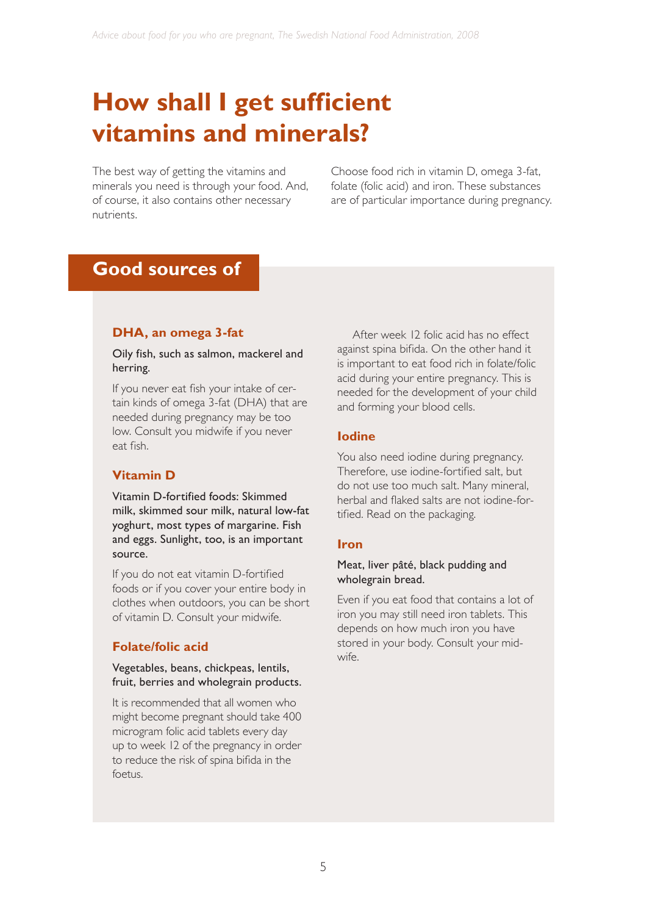# How shall I get sufficient vitamins and minerals?

The best way of getting the vitamins and minerals you need is through your food. And, of course, it also contains other necessary nutrients.

Choose food rich in vitamin D, omega 3-fat, folate (folic acid) and iron. These substances are of particular importance during pregnancy.

## Good sources of

### DHA, an omega 3-fat

Oily fish, such as salmon, mackerel and herring.

If you never eat fish your intake of certain kinds of omega 3-fat (DHA) that are needed during pregnancy may be too low. Consult you midwife if you never eat fish.

### Vitamin D

Vitamin D-fortified foods: Skimmed milk, skimmed sour milk, natural low-fat yoghurt, most types of margarine. Fish and eggs. Sunlight, too, is an important source.

If you do not eat vitamin D-fortified foods or if you cover your entire body in clothes when outdoors, you can be short of vitamin D. Consult your midwife.

### Folate/folic acid

Vegetables, beans, chickpeas, lentils, fruit, berries and wholegrain products.

It is recommended that all women who might become pregnant should take 400 microgram folic acid tablets every day up to week 12 of the pregnancy in order to reduce the risk of spina bifida in the foetus.

After week 12 folic acid has no effect against spina bifida. On the other hand it is important to eat food rich in folate/folic acid during your entire pregnancy. This is needed for the development of your child and forming your blood cells.

### Iodine

You also need iodine during pregnancy. Therefore, use iodine-fortified salt, but do not use too much salt. Many mineral, herbal and flaked salts are not iodine-fortified. Read on the packaging.

### Iron

Meat, liver pâté, black pudding and wholegrain bread.

Even if you eat food that contains a lot of iron you may still need iron tablets. This depends on how much iron you have stored in your body. Consult your midwife.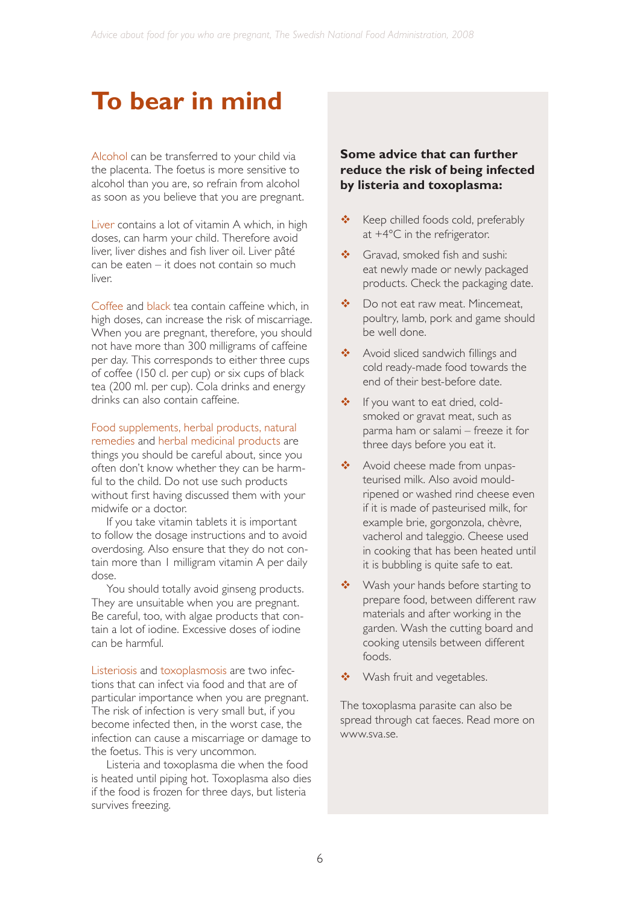# To bear in mind

Alcohol can be transferred to your child via the placenta. The foetus is more sensitive to alcohol than you are, so refrain from alcohol as soon as you believe that you are pregnant.

Liver contains a lot of vitamin A which, in high doses, can harm your child. Therefore avoid liver, liver dishes and fish liver oil. Liver pâté can be eaten – it does not contain so much liver.

Coffee and black tea contain caffeine which, in high doses, can increase the risk of miscarriage. When you are pregnant, therefore, you should not have more than 300 milligrams of caffeine per day. This corresponds to either three cups of coffee (150 cl. per cup) or six cups of black tea (200 ml. per cup). Cola drinks and energy drinks can also contain caffeine.

Food supplements, herbal products, natural remedies and herbal medicinal products are things you should be careful about, since you often don't know whether they can be harmful to the child. Do not use such products without first having discussed them with your midwife or a doctor.

If you take vitamin tablets it is important to follow the dosage instructions and to avoid overdosing. Also ensure that they do not contain more than 1 milligram vitamin A per daily dose.

You should totally avoid ginseng products. They are unsuitable when you are pregnant. Be careful, too, with algae products that contain a lot of iodine. Excessive doses of iodine can be harmful.

Listeriosis and toxoplasmosis are two infections that can infect via food and that are of particular importance when you are pregnant. The risk of infection is very small but, if you become infected then, in the worst case, the infection can cause a miscarriage or damage to the foetus. This is very uncommon.

Listeria and toxoplasma die when the food is heated until piping hot. Toxoplasma also dies if the food is frozen for three days, but listeria survives freezing.

**Some advice that can further reduce the risk of being infected by listeria and toxoplasma:**

- Keep chilled foods cold, preferably at +4°C in the refrigerator.
- Gravad, smoked fish and sushi: eat newly made or newly packaged products. Check the packaging date.
- Do not eat raw meat. Mincemeat, poultry, lamb, pork and game should be well done.
- Avoid sliced sandwich fillings and cold ready-made food towards the end of their best-before date.
- If you want to eat dried, cold-smoked or gravat meat, such as parma ham or salami – freeze it for three days before you eat it.
- Avoid cheese made from unpasteurised milk. Also avoid mould-ripened or washed rind cheese even if it is made of pasteurised milk, for example brie, gorgonzola, chèvre, vacherol and taleggio. Cheese used in cooking that has been heated until it is bubbling is quite safe to eat.
- Wash your hands before starting to prepare food, between different raw materials and after working in the garden. Wash the cutting board and cooking utensils between different foods.
- Wash fruit and vegetables.

The toxoplasma parasite can also be spread through cat faeces. Read more on www.sva.se.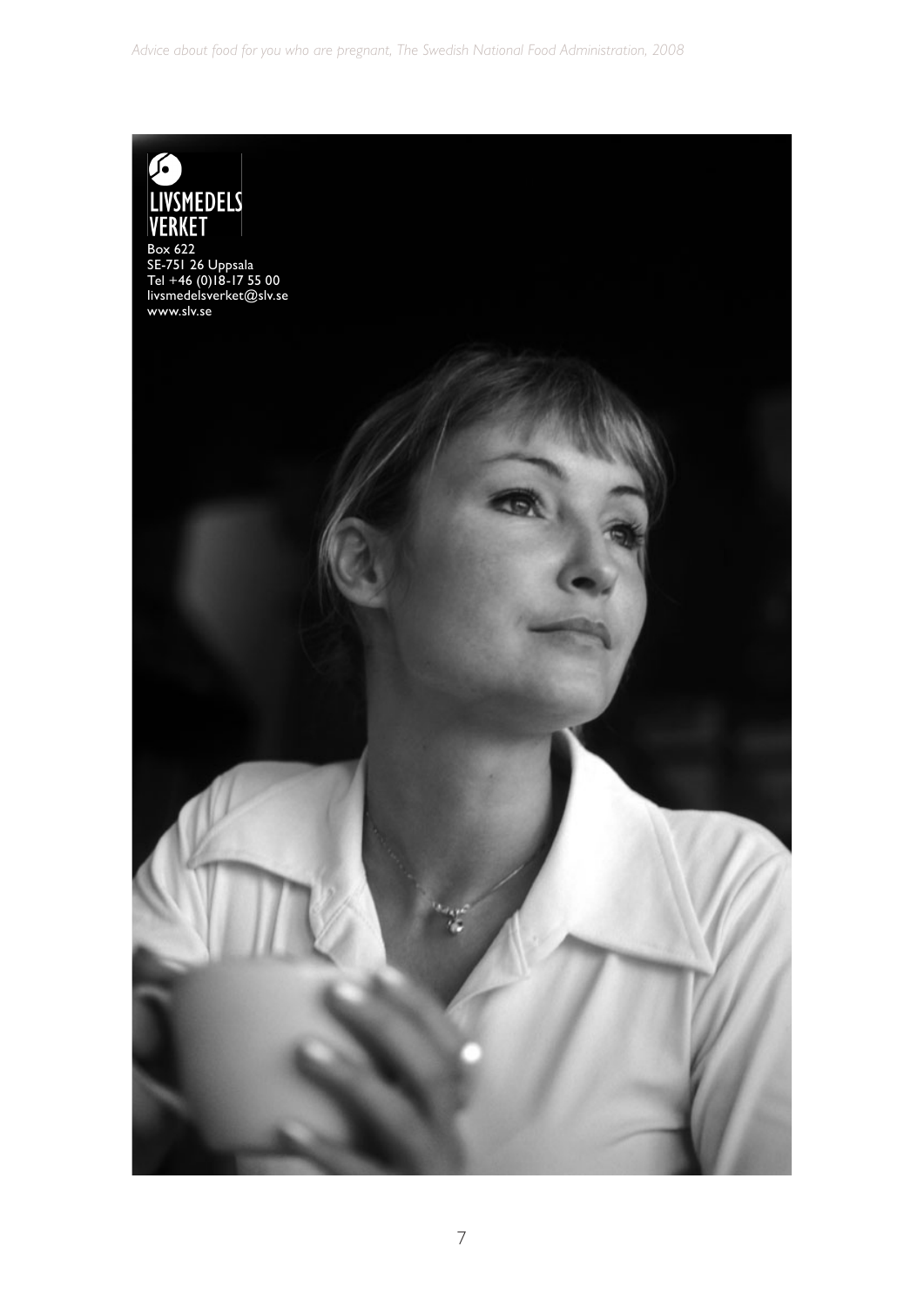LIVSMEDELS VERKET

Box 622
SE-751 26 Uppsala
Tel +46 (0)18-17 55 00
livsmedelsverket@slv.se
www.slv.se